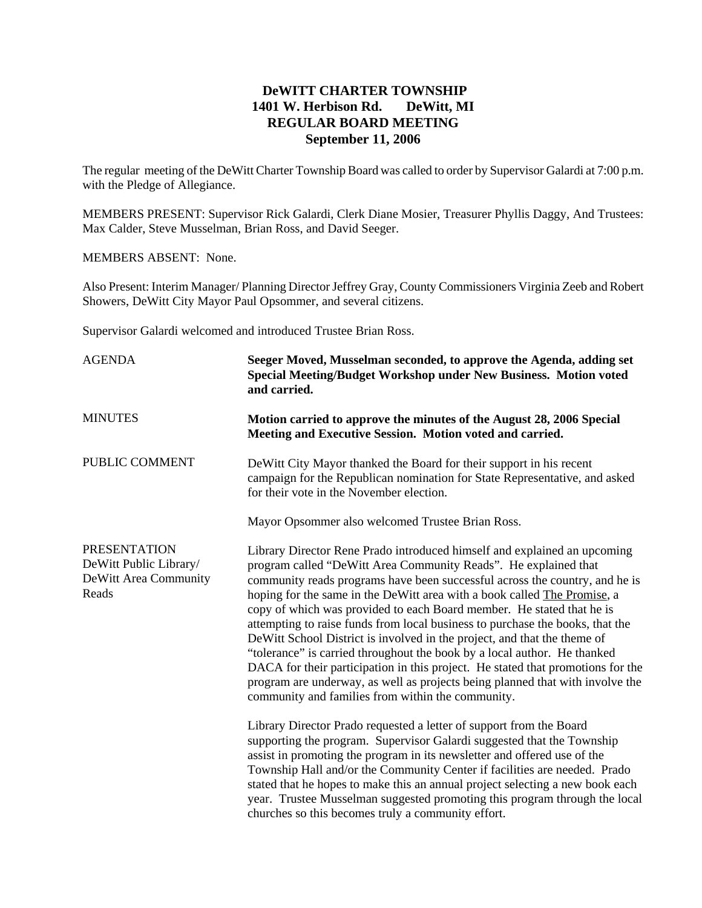# DeWITT CHARTER TOWNSHIP
## 1401 W. Herbison Rd. DeWitt, MI
## REGULAR BOARD MEETING
## September 11, 2006

The regular meeting of the DeWitt Charter Township Board was called to order by Supervisor Galardi at 7:00 p.m. with the Pledge of Allegiance.

MEMBERS PRESENT: Supervisor Rick Galardi, Clerk Diane Mosier, Treasurer Phyllis Daggy, And Trustees: Max Calder, Steve Musselman, Brian Ross, and David Seeger.

MEMBERS ABSENT: None.

Also Present: Interim Manager/ Planning Director Jeffrey Gray, County Commissioners Virginia Zeeb and Robert Showers, DeWitt City Mayor Paul Opsommer, and several citizens.

Supervisor Galardi welcomed and introduced Trustee Brian Ross.

AGENDA

**Seeger Moved, Musselman seconded, to approve the Agenda, adding set Special Meeting/Budget Workshop under New Business. Motion voted and carried.**

MINUTES

**Motion carried to approve the minutes of the August 28, 2006 Special Meeting and Executive Session. Motion voted and carried.**

PUBLIC COMMENT

DeWitt City Mayor thanked the Board for their support in his recent campaign for the Republican nomination for State Representative, and asked for their vote in the November election.

Mayor Opsommer also welcomed Trustee Brian Ross.

PRESENTATION
DeWitt Public Library/
DeWitt Area Community Reads

Library Director Rene Prado introduced himself and explained an upcoming program called "DeWitt Area Community Reads". He explained that community reads programs have been successful across the country, and he is hoping for the same in the DeWitt area with a book called The Promise, a copy of which was provided to each Board member. He stated that he is attempting to raise funds from local business to purchase the books, that the DeWitt School District is involved in the project, and that the theme of "tolerance" is carried throughout the book by a local author. He thanked DACA for their participation in this project. He stated that promotions for the program are underway, as well as projects being planned that with involve the community and families from within the community.

Library Director Prado requested a letter of support from the Board supporting the program. Supervisor Galardi suggested that the Township assist in promoting the program in its newsletter and offered use of the Township Hall and/or the Community Center if facilities are needed. Prado stated that he hopes to make this an annual project selecting a new book each year. Trustee Musselman suggested promoting this program through the local churches so this becomes truly a community effort.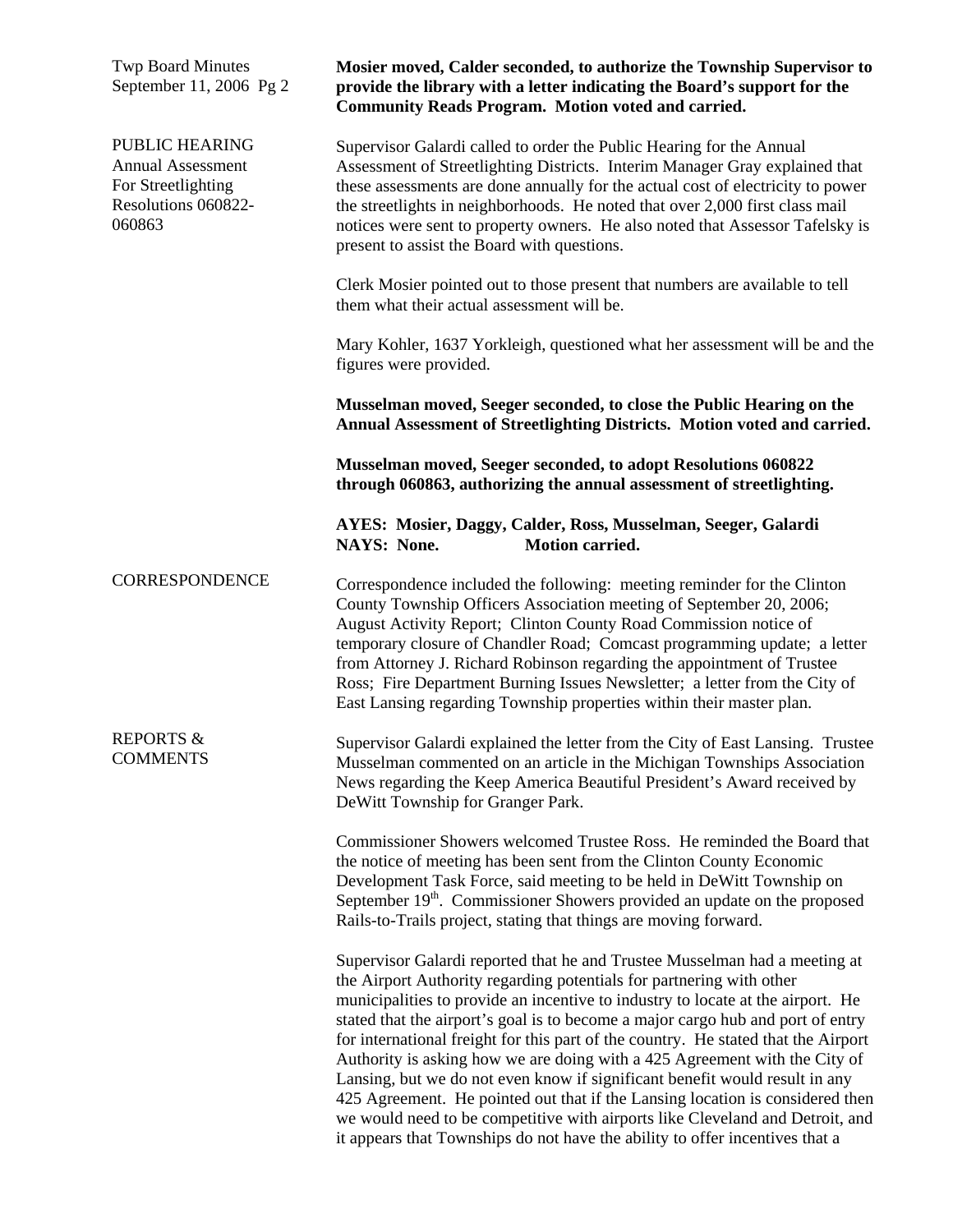**Mosier moved, Calder seconded, to authorize the Township Supervisor to provide the library with a letter indicating the Board's support for the Community Reads Program. Motion voted and carried.**

## PUBLIC HEARING Annual Assessment For Streetlighting Resolutions 060822-060863

Supervisor Galardi called to order the Public Hearing for the Annual Assessment of Streetlighting Districts. Interim Manager Gray explained that these assessments are done annually for the actual cost of electricity to power the streetlights in neighborhoods. He noted that over 2,000 first class mail notices were sent to property owners. He also noted that Assessor Tafelsky is present to assist the Board with questions.

Clerk Mosier pointed out to those present that numbers are available to tell them what their actual assessment will be.

Mary Kohler, 1637 Yorkleigh, questioned what her assessment will be and the figures were provided.

**Musselman moved, Seeger seconded, to close the Public Hearing on the Annual Assessment of Streetlighting Districts. Motion voted and carried.**

**Musselman moved, Seeger seconded, to adopt Resolutions 060822 through 060863, authorizing the annual assessment of streetlighting.**

**AYES: Mosier, Daggy, Calder, Ross, Musselman, Seeger, Galardi**
**NAYS: None. Motion carried.**

## CORRESPONDENCE

Correspondence included the following: meeting reminder for the Clinton County Township Officers Association meeting of September 20, 2006; August Activity Report; Clinton County Road Commission notice of temporary closure of Chandler Road; Comcast programming update; a letter from Attorney J. Richard Robinson regarding the appointment of Trustee Ross; Fire Department Burning Issues Newsletter; a letter from the City of East Lansing regarding Township properties within their master plan.

## REPORTS & COMMENTS

Supervisor Galardi explained the letter from the City of East Lansing. Trustee Musselman commented on an article in the Michigan Townships Association News regarding the Keep America Beautiful President's Award received by DeWitt Township for Granger Park.

Commissioner Showers welcomed Trustee Ross. He reminded the Board that the notice of meeting has been sent from the Clinton County Economic Development Task Force, said meeting to be held in DeWitt Township on September 19th. Commissioner Showers provided an update on the proposed Rails-to-Trails project, stating that things are moving forward.

Supervisor Galardi reported that he and Trustee Musselman had a meeting at the Airport Authority regarding potentials for partnering with other municipalities to provide an incentive to industry to locate at the airport. He stated that the airport's goal is to become a major cargo hub and port of entry for international freight for this part of the country. He stated that the Airport Authority is asking how we are doing with a 425 Agreement with the City of Lansing, but we do not even know if significant benefit would result in any 425 Agreement. He pointed out that if the Lansing location is considered then we would need to be competitive with airports like Cleveland and Detroit, and it appears that Townships do not have the ability to offer incentives that a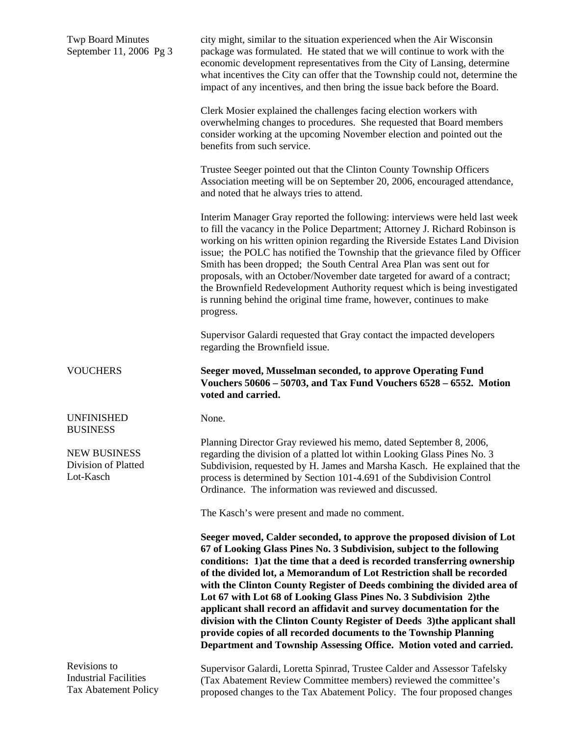city might, similar to the situation experienced when the Air Wisconsin package was formulated. He stated that we will continue to work with the economic development representatives from the City of Lansing, determine what incentives the City can offer that the Township could not, determine the impact of any incentives, and then bring the issue back before the Board.

Clerk Mosier explained the challenges facing election workers with overwhelming changes to procedures. She requested that Board members consider working at the upcoming November election and pointed out the benefits from such service.

Trustee Seeger pointed out that the Clinton County Township Officers Association meeting will be on September 20, 2006, encouraged attendance, and noted that he always tries to attend.

Interim Manager Gray reported the following: interviews were held last week to fill the vacancy in the Police Department; Attorney J. Richard Robinson is working on his written opinion regarding the Riverside Estates Land Division issue; the POLC has notified the Township that the grievance filed by Officer Smith has been dropped; the South Central Area Plan was sent out for proposals, with an October/November date targeted for award of a contract; the Brownfield Redevelopment Authority request which is being investigated is running behind the original time frame, however, continues to make progress.

Supervisor Galardi requested that Gray contact the impacted developers regarding the Brownfield issue.

VOUCHERS

**Seeger moved, Musselman seconded, to approve Operating Fund Vouchers 50606 – 50703, and Tax Fund Vouchers 6528 – 6552. Motion voted and carried.**

UNFINISHED BUSINESS

None.

NEW BUSINESS
Division of Platted Lot-Kasch

Planning Director Gray reviewed his memo, dated September 8, 2006, regarding the division of a platted lot within Looking Glass Pines No. 3 Subdivision, requested by H. James and Marsha Kasch. He explained that the process is determined by Section 101-4.691 of the Subdivision Control Ordinance. The information was reviewed and discussed.

The Kasch's were present and made no comment.

**Seeger moved, Calder seconded, to approve the proposed division of Lot 67 of Looking Glass Pines No. 3 Subdivision, subject to the following conditions: 1)at the time that a deed is recorded transferring ownership of the divided lot, a Memorandum of Lot Restriction shall be recorded with the Clinton County Register of Deeds combining the divided area of Lot 67 with Lot 68 of Looking Glass Pines No. 3 Subdivision 2)the applicant shall record an affidavit and survey documentation for the division with the Clinton County Register of Deeds 3)the applicant shall provide copies of all recorded documents to the Township Planning Department and Township Assessing Office. Motion voted and carried.**

Revisions to Industrial Facilities Tax Abatement Policy

Supervisor Galardi, Loretta Spinrad, Trustee Calder and Assessor Tafelsky (Tax Abatement Review Committee members) reviewed the committee's proposed changes to the Tax Abatement Policy. The four proposed changes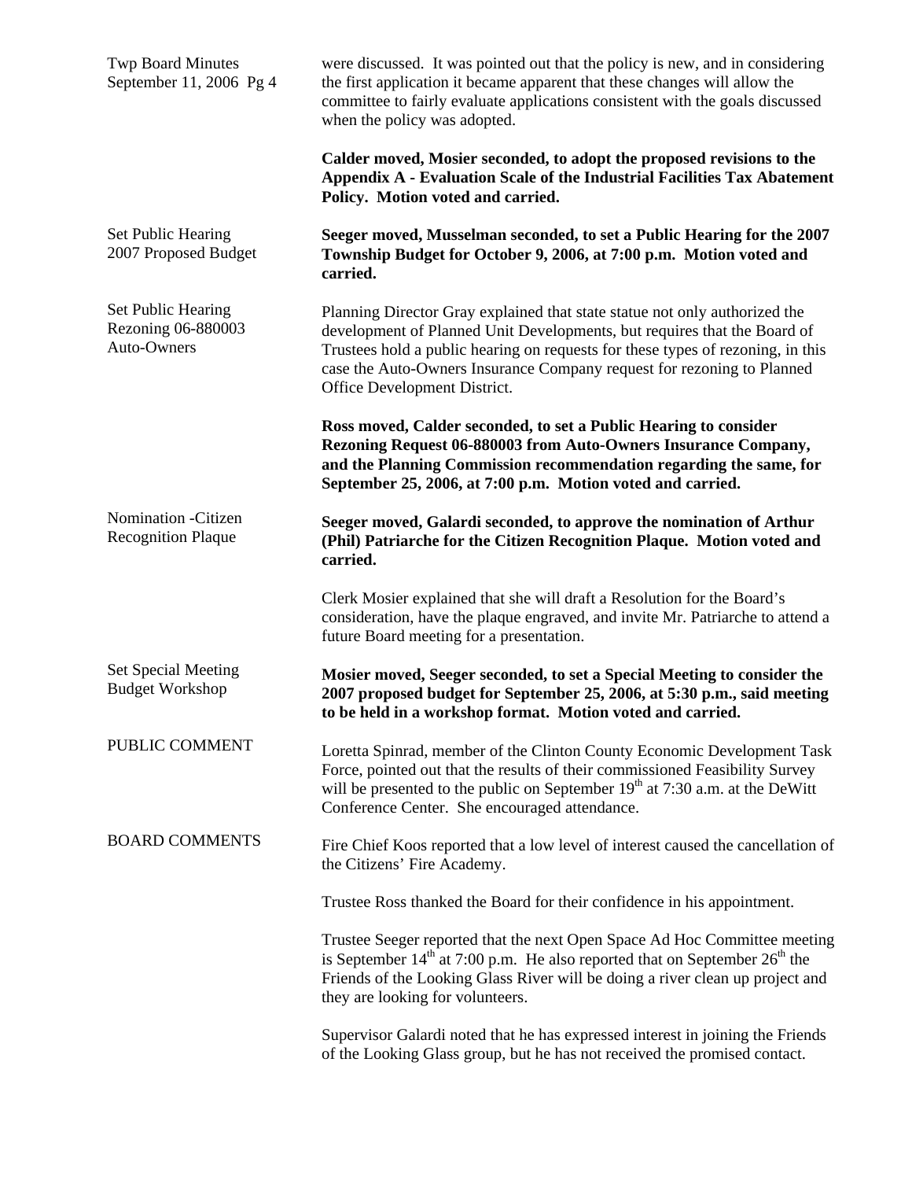were discussed. It was pointed out that the policy is new, and in considering the first application it became apparent that these changes will allow the committee to fairly evaluate applications consistent with the goals discussed when the policy was adopted.

**Calder moved, Mosier seconded, to adopt the proposed revisions to the Appendix A - Evaluation Scale of the Industrial Facilities Tax Abatement Policy. Motion voted and carried.**

**Set Public Hearing 2007 Proposed Budget**

**Seeger moved, Musselman seconded, to set a Public Hearing for the 2007 Township Budget for October 9, 2006, at 7:00 p.m. Motion voted and carried.**

**Set Public Hearing Rezoning 06-880003 Auto-Owners**

Planning Director Gray explained that state statue not only authorized the development of Planned Unit Developments, but requires that the Board of Trustees hold a public hearing on requests for these types of rezoning, in this case the Auto-Owners Insurance Company request for rezoning to Planned Office Development District.

**Ross moved, Calder seconded, to set a Public Hearing to consider Rezoning Request 06-880003 from Auto-Owners Insurance Company, and the Planning Commission recommendation regarding the same, for September 25, 2006, at 7:00 p.m. Motion voted and carried.**

**Nomination -Citizen Recognition Plaque**

**Seeger moved, Galardi seconded, to approve the nomination of Arthur (Phil) Patriarche for the Citizen Recognition Plaque. Motion voted and carried.**

Clerk Mosier explained that she will draft a Resolution for the Board's consideration, have the plaque engraved, and invite Mr. Patriarche to attend a future Board meeting for a presentation.

**Set Special Meeting Budget Workshop**

**Mosier moved, Seeger seconded, to set a Special Meeting to consider the 2007 proposed budget for September 25, 2006, at 5:30 p.m., said meeting to be held in a workshop format. Motion voted and carried.**

**PUBLIC COMMENT**

Loretta Spinrad, member of the Clinton County Economic Development Task Force, pointed out that the results of their commissioned Feasibility Survey will be presented to the public on September 19th at 7:30 a.m. at the DeWitt Conference Center. She encouraged attendance.

**BOARD COMMENTS**

Fire Chief Koos reported that a low level of interest caused the cancellation of the Citizens' Fire Academy.

Trustee Ross thanked the Board for their confidence in his appointment.

Trustee Seeger reported that the next Open Space Ad Hoc Committee meeting is September 14th at 7:00 p.m. He also reported that on September 26th the Friends of the Looking Glass River will be doing a river clean up project and they are looking for volunteers.

Supervisor Galardi noted that he has expressed interest in joining the Friends of the Looking Glass group, but he has not received the promised contact.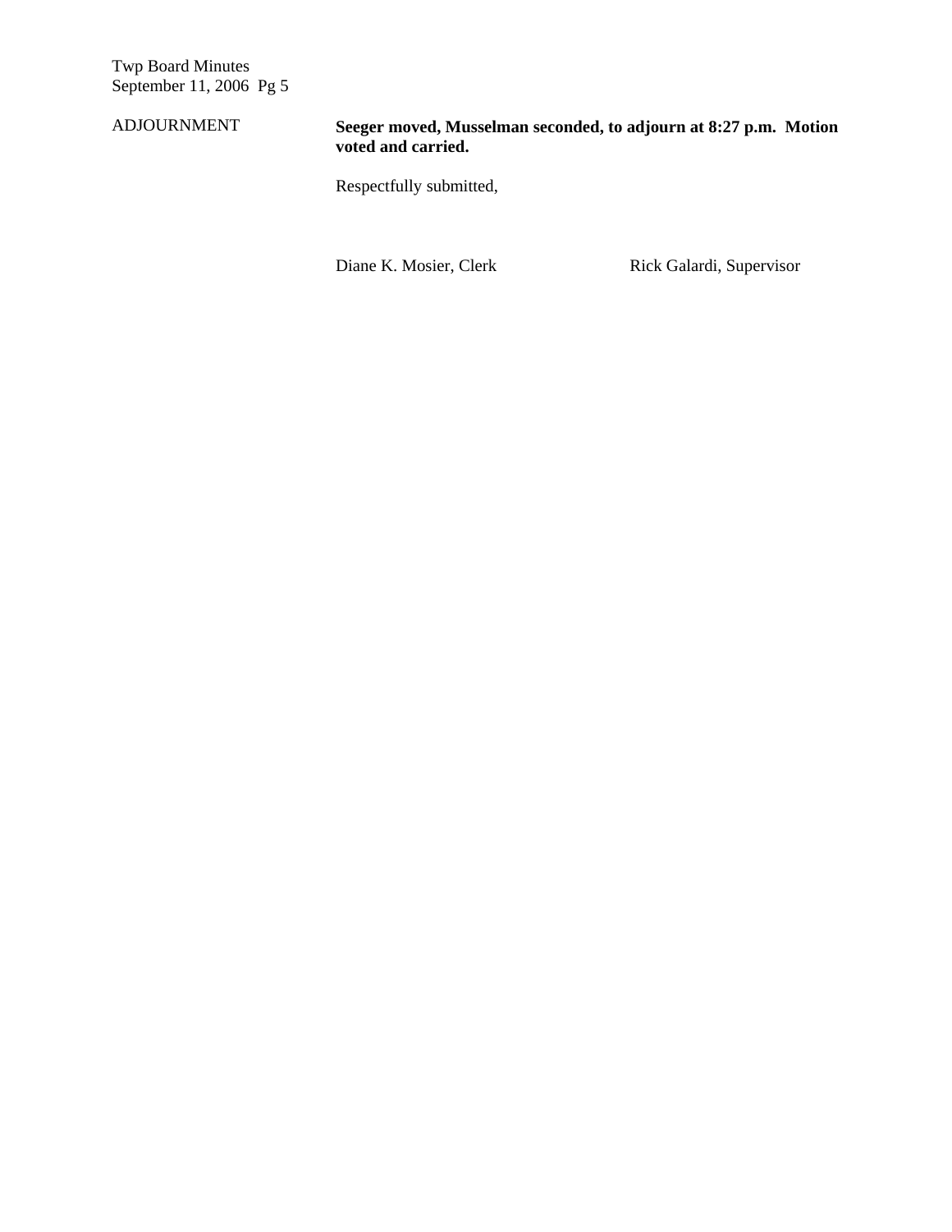ADJOURNMENT

**Seeger moved, Musselman seconded, to adjourn at 8:27 p.m. Motion voted and carried.**

Respectfully submitted,

Diane K. Mosier, Clerk

Rick Galardi, Supervisor